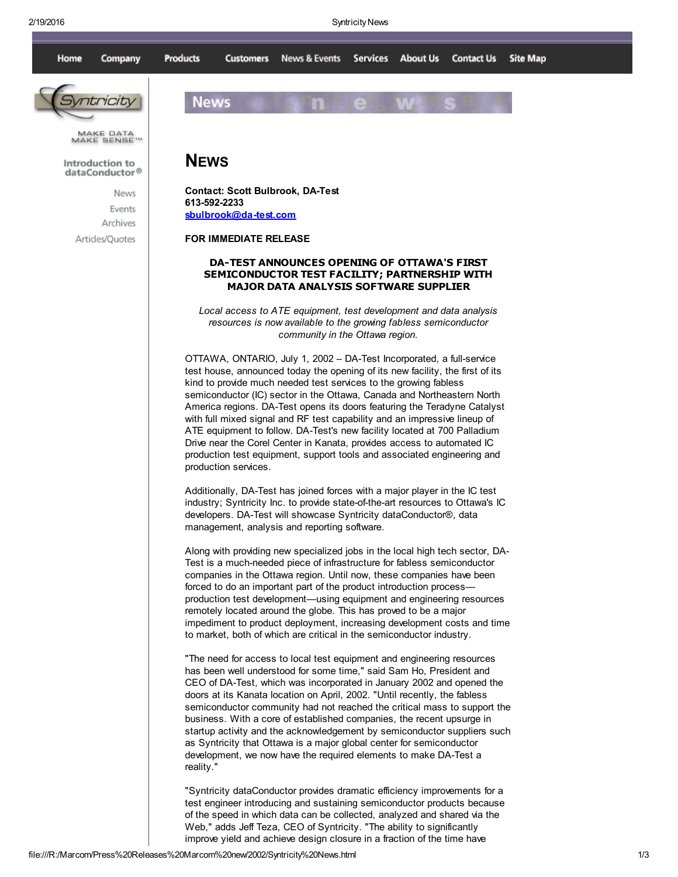Home Company Products Customers News & Events Services About Us Contact Us Site Map

Syntricity

MAKE DATA MAKE SENSE™

Introduction to dataConductor®

News
Events
Archives
Articles/Quotes

# News

**Contact: Scott Bulbrook, DA-Test**
**613-592-2233**
**sbulbrook@da-test.com**

**FOR IMMEDIATE RELEASE**

## DA-TEST ANNOUNCES OPENING OF OTTAWA'S FIRST SEMICONDUCTOR TEST FACILITY; PARTNERSHIP WITH MAJOR DATA ANALYSIS SOFTWARE SUPPLIER

*Local access to ATE equipment, test development and data analysis resources is now available to the growing fabless semiconductor community in the Ottawa region.*

OTTAWA, ONTARIO, July 1, 2002 – DA-Test Incorporated, a full-service test house, announced today the opening of its new facility, the first of its kind to provide much needed test services to the growing fabless semiconductor (IC) sector in the Ottawa, Canada and Northeastern North America regions. DA-Test opens its doors featuring the Teradyne Catalyst with full mixed signal and RF test capability and an impressive lineup of ATE equipment to follow. DA-Test's new facility located at 700 Palladium Drive near the Corel Center in Kanata, provides access to automated IC production test equipment, support tools and associated engineering and production services.

Additionally, DA-Test has joined forces with a major player in the IC test industry; Syntricity Inc. to provide state-of-the-art resources to Ottawa's IC developers. DA-Test will showcase Syntricity dataConductor®, data management, analysis and reporting software.

Along with providing new specialized jobs in the local high tech sector, DA-Test is a much-needed piece of infrastructure for fabless semiconductor companies in the Ottawa region. Until now, these companies have been forced to do an important part of the product introduction process—production test development—using equipment and engineering resources remotely located around the globe. This has proved to be a major impediment to product deployment, increasing development costs and time to market, both of which are critical in the semiconductor industry.

"The need for access to local test equipment and engineering resources has been well understood for some time," said Sam Ho, President and CEO of DA-Test, which was incorporated in January 2002 and opened the doors at its Kanata location on April, 2002. "Until recently, the fabless semiconductor community had not reached the critical mass to support the business. With a core of established companies, the recent upsurge in startup activity and the acknowledgement by semiconductor suppliers such as Syntricity that Ottawa is a major global center for semiconductor development, we now have the required elements to make DA-Test a reality."

"Syntricity dataConductor provides dramatic efficiency improvements for a test engineer introducing and sustaining semiconductor products because of the speed in which data can be collected, analyzed and shared via the Web," adds Jeff Teza, CEO of Syntricity. "The ability to significantly improve yield and achieve design closure in a fraction of the time have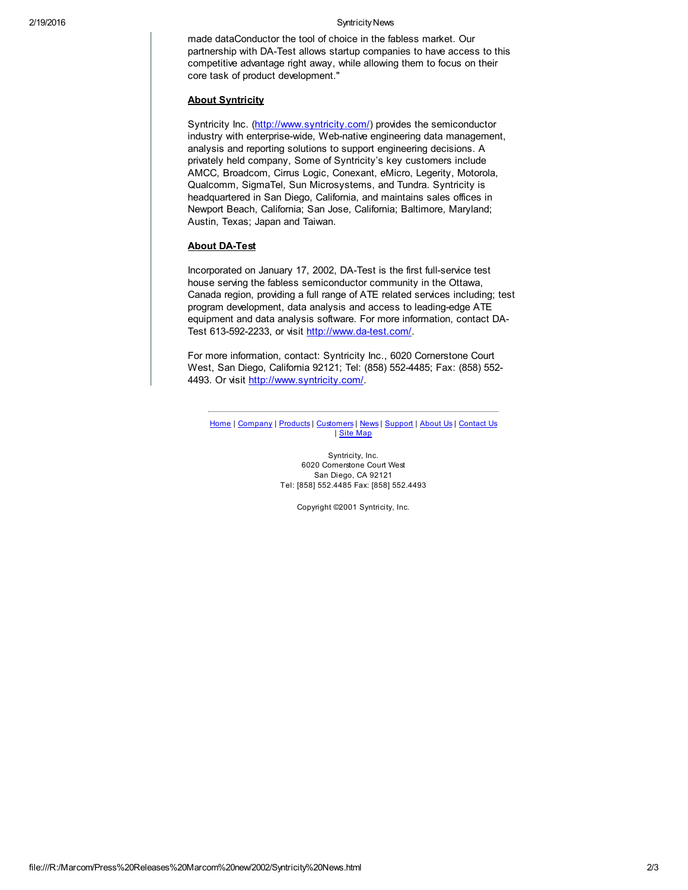made dataConductor the tool of choice in the fabless market. Our partnership with DA-Test allows startup companies to have access to this competitive advantage right away, while allowing them to focus on their core task of product development."

**About Syntricity**

Syntricity Inc. (http://www.syntricity.com/) provides the semiconductor industry with enterprise-wide, Web-native engineering data management, analysis and reporting solutions to support engineering decisions. A privately held company, Some of Syntricity's key customers include AMCC, Broadcom, Cirrus Logic, Conexant, eMicro, Legerity, Motorola, Qualcomm, SigmaTel, Sun Microsystems, and Tundra. Syntricity is headquartered in San Diego, California, and maintains sales offices in Newport Beach, California; San Jose, California; Baltimore, Maryland; Austin, Texas; Japan and Taiwan.

**About DA-Test**

Incorporated on January 17, 2002, DA-Test is the first full-service test house serving the fabless semiconductor community in the Ottawa, Canada region, providing a full range of ATE related services including; test program development, data analysis and access to leading-edge ATE equipment and data analysis software. For more information, contact DA-Test 613-592-2233, or visit http://www.da-test.com/.

For more information, contact: Syntricity Inc., 6020 Cornerstone Court West, San Diego, California 92121; Tel: (858) 552-4485; Fax: (858) 552-4493. Or visit http://www.syntricity.com/.

---

Home | Company | Products | Customers | News | Support | About Us | Contact Us | Site Map

Syntricity, Inc.
6020 Cornerstone Court West
San Diego, CA 92121
Tel: [858] 552.4485 Fax: [858] 552.4493

Copyright ©2001 Syntricity, Inc.